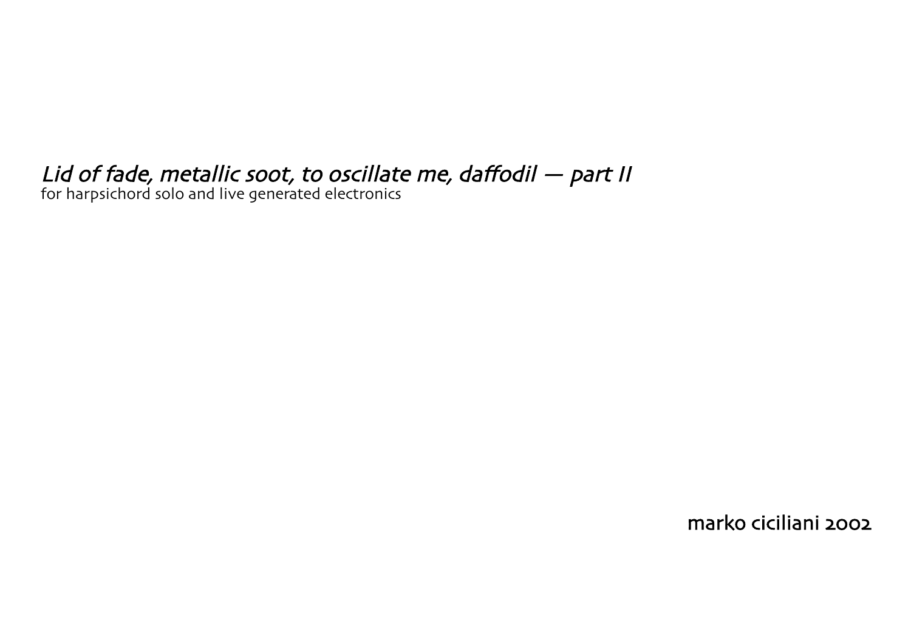# *Lid of fade, metallic soot, to oscillate me, daffodil — part II*

for harpsichord solo and live generated electronics

marko ciciliani 2002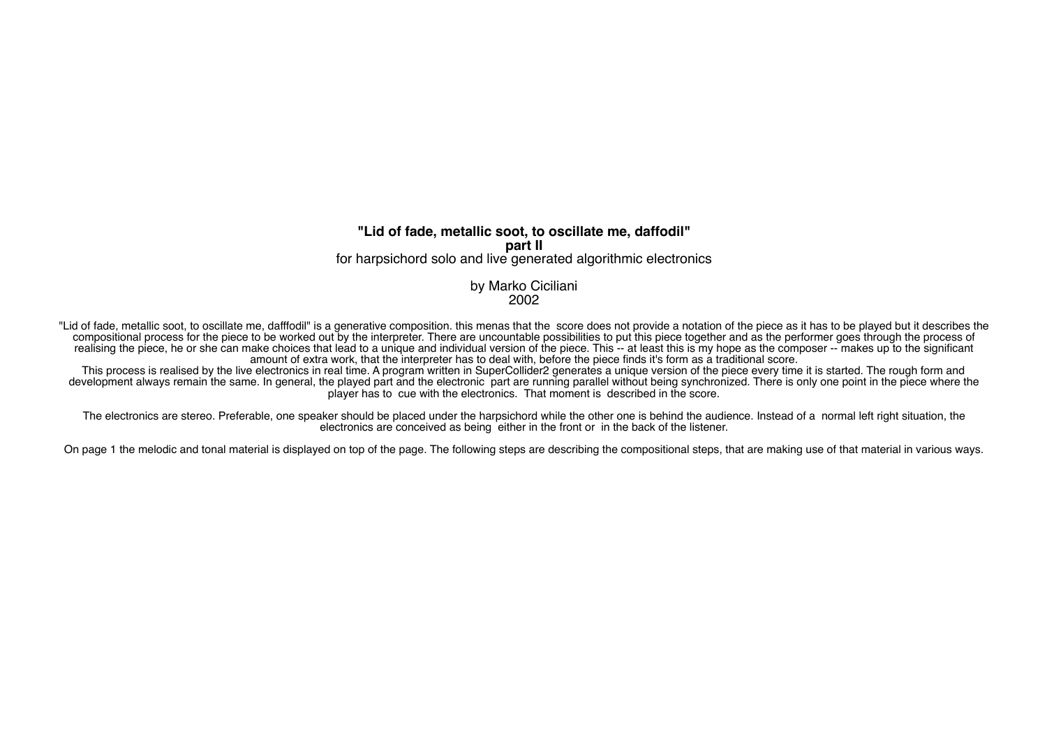**"Lid of fade, metallic soot, to oscillate me, daffodil"**
**part II**
for harpsichord solo and live generated algorithmic electronics

by Marko Ciciliani
2002

"Lid of fade, metallic soot, to oscillate me, dafffodil" is a generative composition. this menas that the score does not provide a notation of the piece as it has to be played but it describes the compositional process for the piece to be worked out by the interpreter. There are uncountable possibilities to put this piece together and as the performer goes through the process of realising the piece, he or she can make choices that lead to a unique and individual version of the piece. This -- at least this is my hope as the composer -- makes up to the significant amount of extra work, that the interpreter has to deal with, before the piece finds it's form as a traditional score.
This process is realised by the live electronics in real time. A program written in SuperCollider2 generates a unique version of the piece every time it is started. The rough form and development always remain the same. In general, the played part and the electronic part are running parallel without being synchronized. There is only one point in the piece where the player has to cue with the electronics. That moment is described in the score.

The electronics are stereo. Preferable, one speaker should be placed under the harpsichord while the other one is behind the audience. Instead of a normal left right situation, the electronics are conceived as being either in the front or in the back of the listener.

On page 1 the melodic and tonal material is displayed on top of the page. The following steps are describing the compositional steps, that are making use of that material in various ways.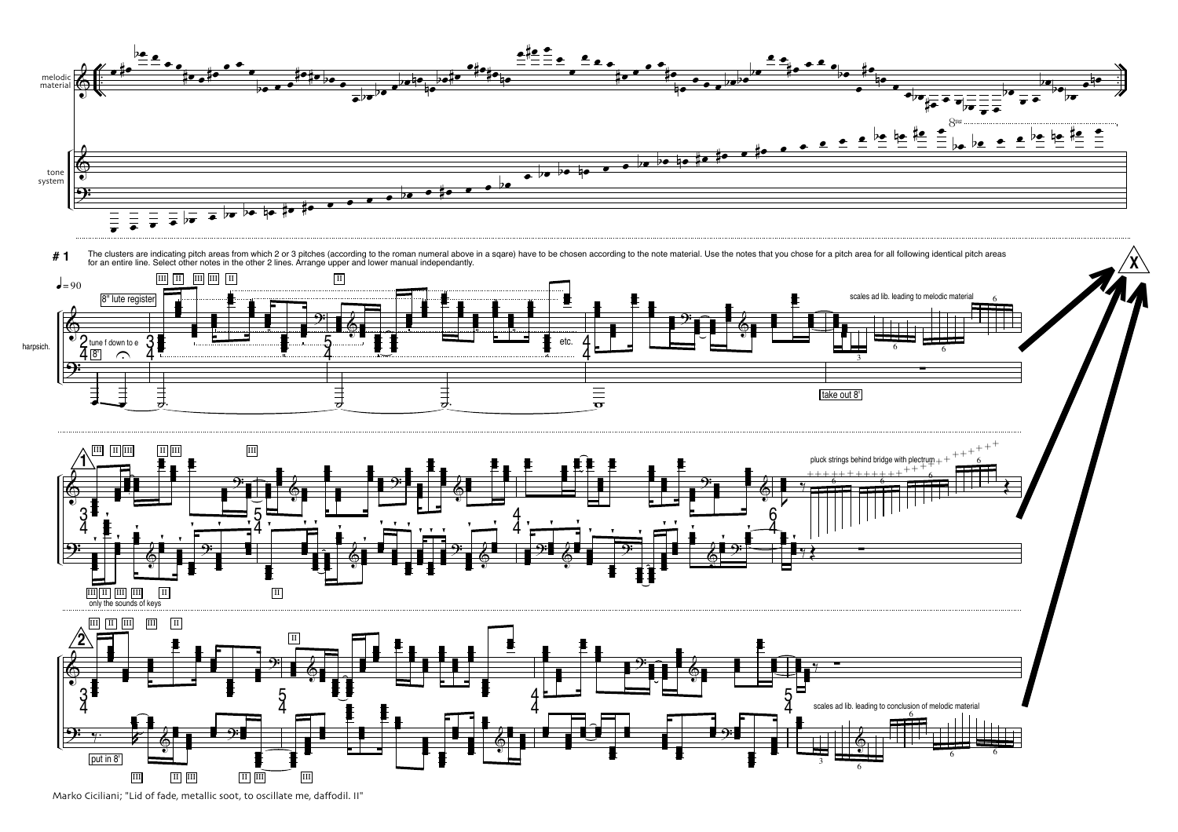melodic material

tone system

8va

**# 1** The clusters are indicating pitch areas from which 2 or 3 pitches (according to the roman numeral above in a sqare) have to be chosen according to the note material. Use the notes that you chose for a pitch area for all following identical pitch areas for an entire line. Select other notes in the other 2 lines. Arrange upper and lower manual independantly.

♩= 90

harpsich.

8" lute register

tune f down to e

8'

etc.

scales ad lib. leading to melodic material

take out 8'

1

pluck strings behind bridge with plectrum

only the sounds of keys

2

put in 8'

scales ad lib. leading to conclusion of melodic material

X

Marko Ciciliani; "Lid of fade, metallic soot, to oscillate me, daffodil. II"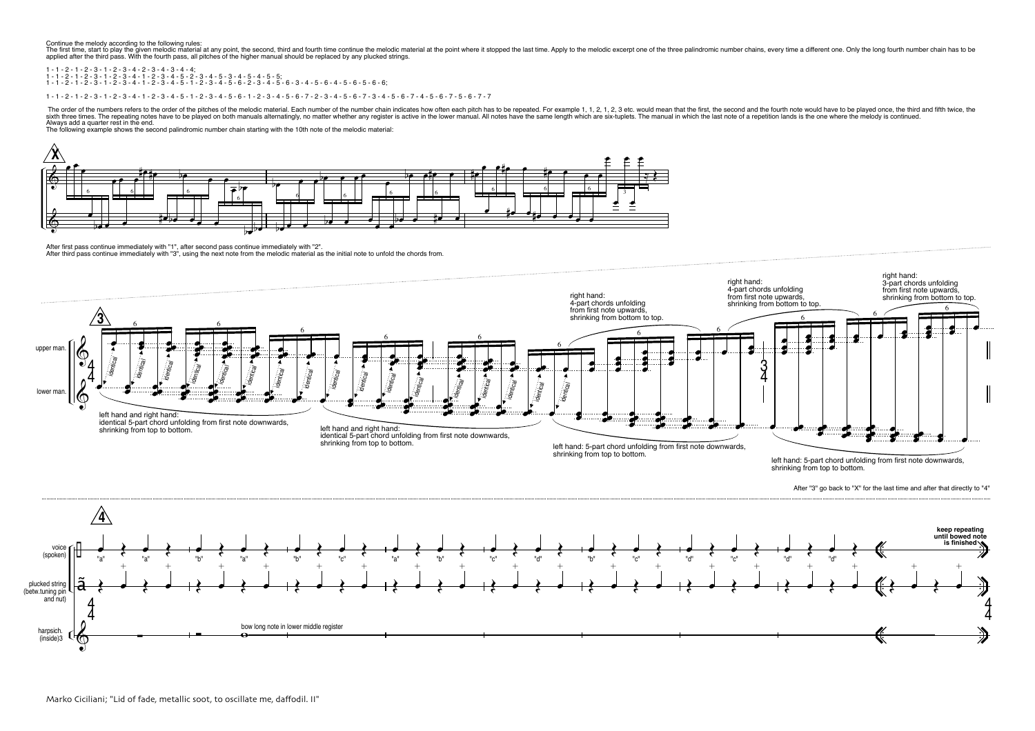Continue the melody according to the following rules:
The first time, start to play the given melodic material at any point, the second, third and fourth time continue the melodic material at the point where it stopped the last time. Apply to the melodic excerpt one of the three palindromic number chains, every time a different one. Only the long fourth number chain has to be applied after the third pass. With the fourth pass, all pitches of the higher manual should be replaced by any plucked strings.

1 - 1 - 2 - 1 - 2 - 3 - 1 - 2 - 3 - 4 - 2 - 3 - 4 - 3 - 4 - 4;
1 - 1 - 2 - 1 - 2 - 3 - 1 - 2 - 3 - 4 - 1 - 2 - 3 - 4 - 5 - 2 - 3 - 4 - 5 - 3 - 4 - 5 - 4 - 5 - 5;
1 - 1 - 2 - 1 - 2 - 3 - 1 - 2 - 3 - 4 - 1 - 2 - 3 - 4 - 5 - 1 - 2 - 3 - 4 - 5 - 6 - 2 - 3 - 4 - 5 - 6 - 3 - 4 - 5 - 6 - 4 - 5 - 6 - 5 - 6 - 6;

1 - 1 - 2 - 1 - 2 - 3 - 1 - 2 - 3 - 4 - 1 - 2 - 3 - 4 - 5 - 1 - 2 - 3 - 4 - 5 - 6 - 1 - 2 - 3 - 4 - 5 - 6 - 7 - 2 - 3 - 4 - 5 - 6 - 7 - 3 - 4 - 5 - 6 - 7 - 4 - 5 - 6 - 7 - 5 - 6 - 7 - 7

The order of the numbers refers to the order of the pitches of the melodic material. Each number of the number chain indicates how often each pitch has to be repeated. For example 1, 1, 2, 1, 2, 3 etc. would mean that the first, the second and the fourth note would have to be played once, the third and fifth twice, the sixth three times. The repeating notes have to be played on both manuals alternatingly, no matter whether any register is active in the lower manual. All notes have the same length which are six-tuplets. The manual in which the last note of a repetition lands is the one where the melody is continued.
Always add a quarter rest in the end.
The following example shows the second palindromic number chain starting with the 10th note of the melodic material:

X

After first pass continue immediately with "1", after second pass continue immediately with "2".
After third pass continue immediately with "3", using the next note from the melodic material as the initial note to unfold the chords from.

3

upper man.

lower man.

left hand and right hand:
identical 5-part chord unfolding from first note downwards,
shrinking from top to bottom.

left hand and right hand:
identical 5-part chord unfolding from first note downwards,
shrinking from top to bottom.

right hand:
4-part chords unfolding
from first note upwards,
shrinking from bottom to top.

left hand: 5-part chord unfolding from first note downwards,
shrinking from top to bottom.

right hand:
4-part chords unfolding
from first note upwards,
shrinking from bottom to top.

right hand:
3-part chords unfolding
from first note upwards,
shrinking from bottom to top.

left hand: 5-part chord unfolding from first note downwards,
shrinking from top to bottom.

After "3" go back to "X" for the last time and after that directly to "4"

4

voice (spoken)

plucked string (betw.tuning pin and nut)

harpsich. (inside)3

bow long note in lower middle register

keep repeating until bowed note is finished

Marko Ciciliani; "Lid of fade, metallic soot, to oscillate me, daffodil. II"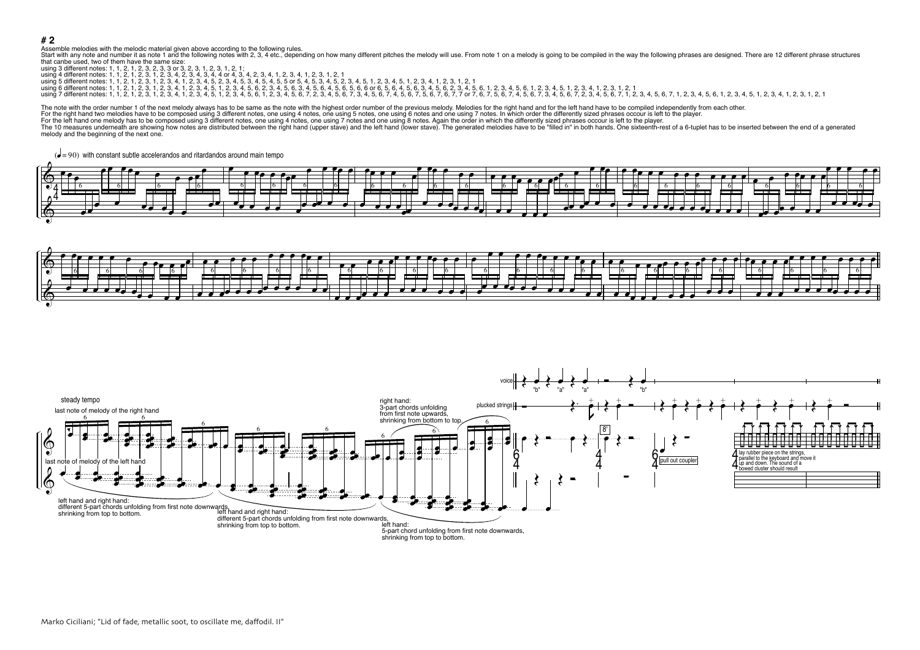# # 2

Assemble melodies with the melodic material given above according to the following rules.
Start with any note and number it as note 1 and the following notes with 2, 3, 4 etc., depending on how many different pitches the melody will use. From note 1 on a melody is going to be compiled in the way the following phrases are designed. There are 12 different phrase structures that canbe used, two of them have the same size:

using 3 different notes: 1, 1, 2, 1, 2, 3, 2, 3, 3 or 3, 2, 3, 1, 2, 3, 1, 2, 1;
using 4 different notes: 1, 1, 2, 1, 2, 3, 1, 2, 3, 4, 2, 3, 4, 3, 4, 4 or 4, 3, 4, 2, 3, 4, 1, 2, 3, 4, 1, 2, 3, 1, 2, 1
using 5 different notes: 1, 1, 2, 1, 2, 3, 1, 2, 3, 4, 1, 2, 3, 4, 5, 2, 3, 4, 5, 3, 4, 5, 4, 5, 5 or 5, 4, 5, 3, 4, 5, 2, 3, 4, 5, 1, 2, 3, 4, 5, 1, 2, 3, 4, 1, 2, 3, 1, 2, 1
using 6 different notes: 1, 1, 2, 1, 2, 3, 1, 2, 3, 4, 1, 2, 3, 4, 5, 1, 2, 3, 4, 5, 6, 2, 3, 4, 5, 6, 3, 4, 5, 6, 4, 5, 6, 5, 6, 6 or 6, 5, 6, 4, 5, 6, 3, 4, 5, 6, 2, 3, 4, 5, 6, 1, 2, 3, 4, 5, 6, 1, 2, 3, 4, 5, 1, 2, 3, 4, 1, 2, 3, 1, 2, 1
using 7 different notes: 1, 1, 2, 1, 2, 3, 1, 2, 3, 4, 1, 2, 3, 4, 5, 1, 2, 3, 4, 5, 6, 1, 2, 3, 4, 5, 6, 7, 2, 3, 4, 5, 6, 7, 3, 4, 5, 6, 7, 4, 5, 6, 7, 5, 6, 7, 6, 7, 7 or 7, 6, 7, 5, 6, 7, 4, 5, 6, 7, 3, 4, 5, 6, 7, 2, 3, 4, 5, 6, 7, 1, 2, 3, 4, 5, 6, 7, 1, 2, 3, 4, 5, 6, 1, 2, 3, 4, 5, 1, 2, 3, 4, 1, 2, 3, 1, 2, 1

The note with the order number 1 of the next melody always has to be same as the note with the highest order number of the previous melody. Melodies for the right hand and for the left hand have to be compiled independently from each other.
For the right hand two melodies have to be composed using 3 different notes, one using 4 notes, one using 5 notes, one using 6 notes and one using 7 notes. In which order the differently sized phrases occour is left to the player.
For the left hand one melody has to be composed using 3 different notes, one using 4 notes, one using 7 notes and one using 8 notes. Again the order in which the differently sized phrases occour is left to the player.
The 10 measures underneath are showing how notes are distributed between the right hand (upper stave) and the left hand (lower stave). The generated melodies have to be "filled in" in both hands. One sixteenth-rest of a 6-tuplet has to be inserted between the end of a generated melody and the beginning of the next one.

(♩= 90) with constant subtle accelerandos and ritardandos around main tempo

steady tempo

last note of melody of the right hand

last note of melody of the left hand

left hand and right hand:
different 5-part chords unfolding from first note downwards, shrinking from top to bottom.

left hand and right hand:
different 5-part chords unfolding from first note downwards, shrinking from top to bottom.

right hand:
3-part chords unfolding from first note upwards, shrinking from bottom to top.

left hand:
5-part chord unfolding from first note downwards, shrinking from top to bottom.

voice "b" "a" "a" "b"

plucked strings

8'

pull out coupler

lay rubber piece on the strings, parallel to the keyboard and move it up and down. The sound of a bowed cluster should result

Marko Ciciliani; "Lid of fade, metallic soot, to oscillate me, daffodil. II"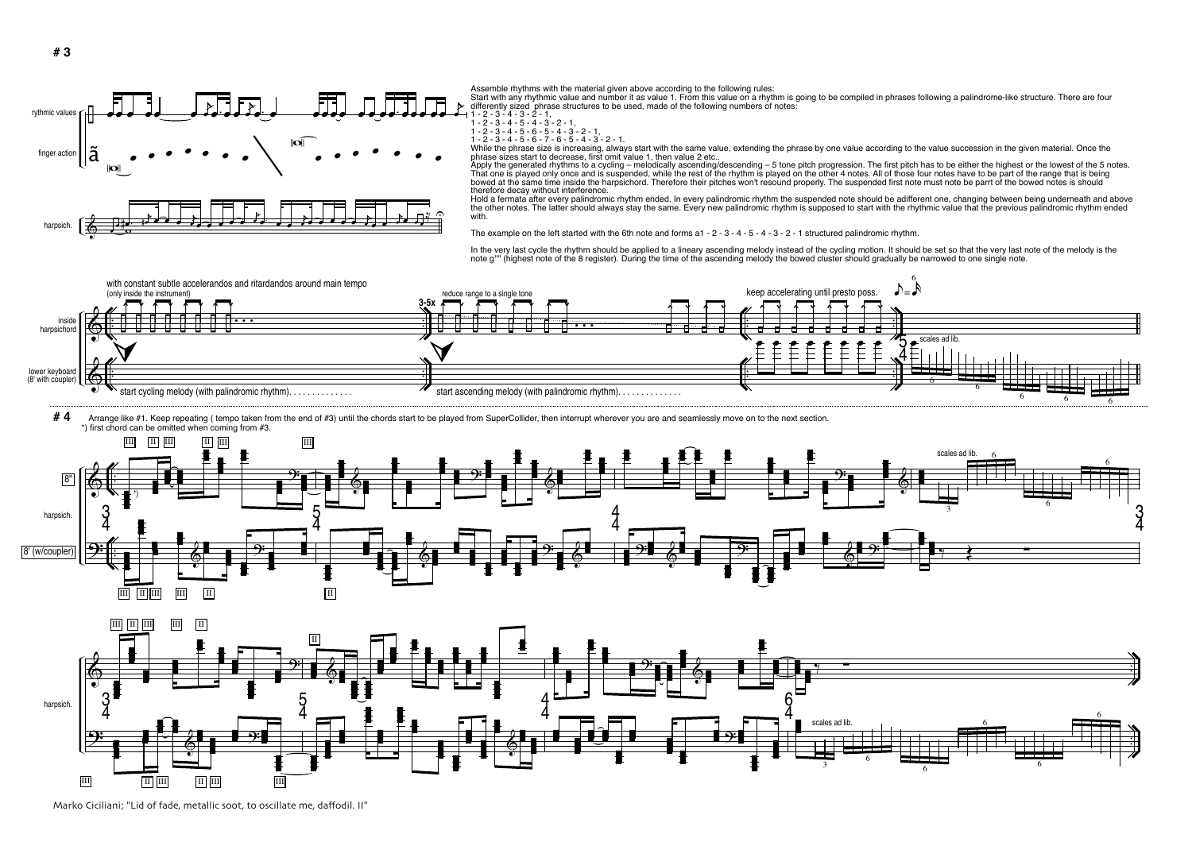# # 3

rythmic values

finger action

harpsich.

Assemble rhythms with the material given above according to the following rules:
Start with any rhythmic value and number it as value 1. From this value on a rhythm is going to be compiled in phrases following a palindrome-like structure. There are four differently sized phrase structures to be used, made of the following numbers of notes:
1 - 2 - 3 - 4 - 3 - 2 - 1,
1 - 2 - 3 - 4 - 5 - 4 - 3 - 2 - 1,
1 - 2 - 3 - 4 - 5 - 6 - 5 - 4 - 3 - 2 - 1,
1 - 2 - 3 - 4 - 5 - 6 - 7 - 6 - 5 - 4 - 3 - 2 - 1.
While the phrase size is increasing, always start with the same value, extending the phrase by one value according to the value succession in the given material. Once the phrase sizes start to decrease, first omit value 1, then value 2 etc..
Apply the generated rhythms to a cycling – melodically ascending/descending – 5 tone pitch progression. The first pitch has to be either the highest or the lowest of the 5 notes. That one is played only once and is suspended, while the rest of the rhythm is played on the other 4 notes. All of those four notes have to be part of the range that is being bowed at the same time inside the harpsichord. Therefore their pitches won't resound properly. The suspended first note must note be parrt of the bowed notes is should therefore decay without interference.
Hold a fermata after every palindromic rhythm ended. In every palindromic rhythm the suspended note should be adifferent one, changing between being underneath and above the other notes. The latter should always stay the same. Every new palindromic rhythm is supposed to start with the rhythmic value that the previous palindromic rhythm ended with.

The example on the left started with the 6th note and forms a1 - 2 - 3 - 4 - 5 - 4 - 3 - 2 - 1 structured palindromic rhythm.

In the very last cycle the rhythm should be applied to a lineary ascending melody instead of the cycling motion. It should be set so that the very last note of the melody is the note g'''' (highest note of the 8 register). During the time of the ascending melody the bowed cluster should gradually be narrowed to one single note.

with constant subtle accelerandos and ritardandos around main tempo
(only inside the instrument)

3-5x

reduce range to a single tone

keep accelerating until presto poss.

inside harpsichord

lower keyboard (8' with coupler)

start cycling melody (with palindromic rhythm). . . . . . . . . . . . .

start ascending melody (with palindromic rhythm). . . . . . . . . . . . .

scales ad lib.

# # 4

Arrange like #1. Keep repeating ( tempo taken from the end of #3) until the chords start to be played from SuperCollider, then interrupt wherever you are and seamlessly move on to the next section.
*) first chord can be omitted when coming from #3.

8'

harpsich.

8' (w/coupler)

scales ad lib.

harpsich.

scales ad lib.

Marko Ciciliani; "Lid of fade, metallic soot, to oscillate me, daffodil. II"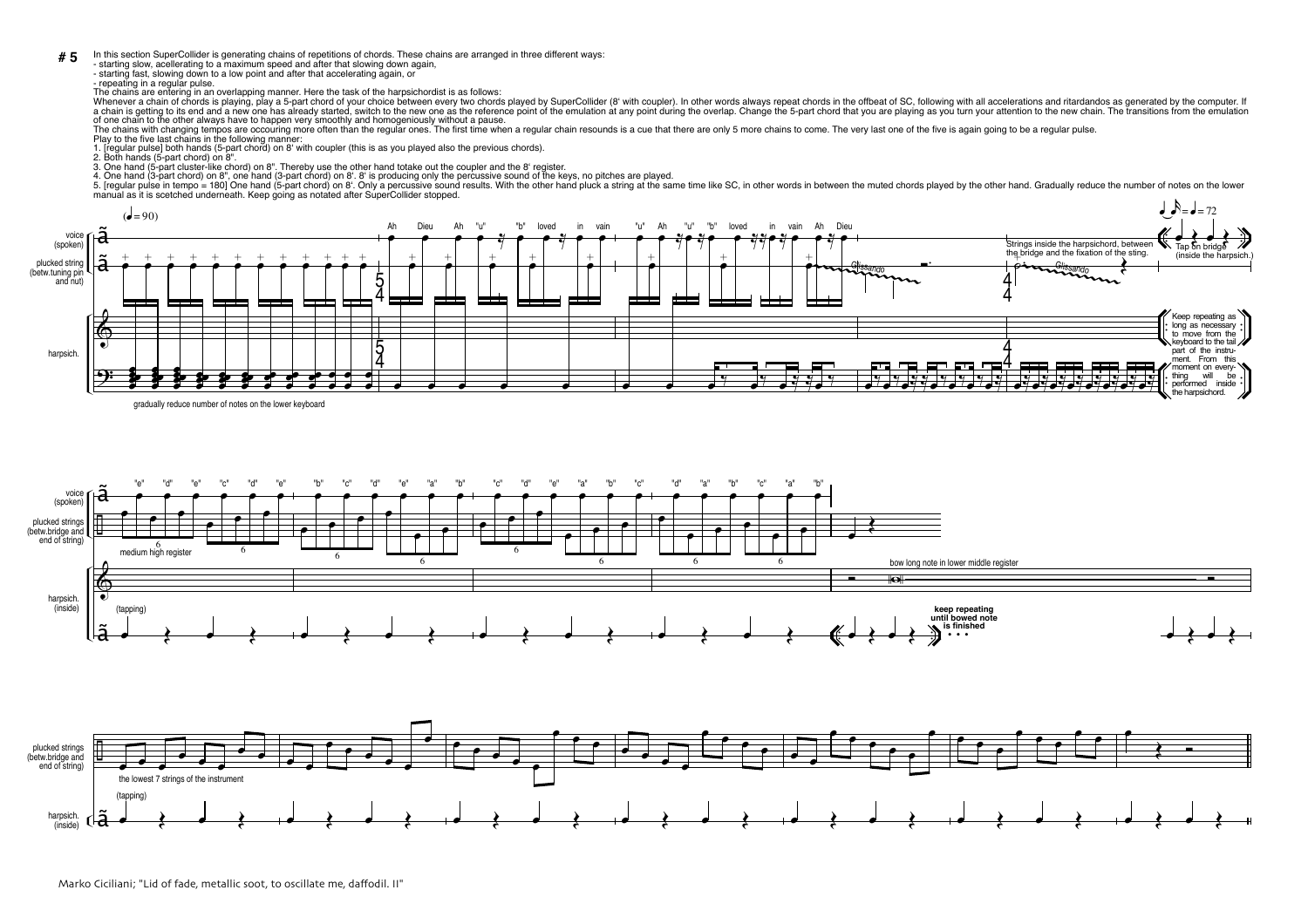# 5

In this section SuperCollider is generating chains of repetitions of chords. These chains are arranged in three different ways:
- starting slow, accellerating to a maximum speed and after that slowing down again,
- starting fast, slowing down to a low point and after that accelerating again, or
- repeating in a regular pulse.

The chains are entering in an overlapping manner. Here the task of the harpsichordist is as follows:
Whenever a chain of chords is playing, play a 5-part chord of your choice between every two chords played by SuperCollider (8' with coupler). In other words always repeat chords in the offbeat of SC, following with all accelerations and ritardandos as generated by the computer. If a chain is getting to its end and a new one has already started, switch to the new one as the reference point of the emulation at any point during the overlap. Change the 5-part chord that you are playing as you turn your attention to the new chain. The transitions from the emulation of one chain to the other always have to happen very smoothly and homogeniously without a pause.
The chains with changing tempos are occouring more often than the regular ones. The first time when a regular chain resounds is a cue that there are only 5 more chains to come. The very last one of the five is again going to be a regular pulse.
Play to the five last chains in the following manner:
1. [regular pulse] both hands (5-part chord) on 8' with coupler (this is as you played also the previous chords).
2. Both hands (5-part chord) on 8".
3. One hand (5-part cluster-like chord) on 8". Thereby use the other hand totake out the coupler and the 8' register.
4. One hand (3-part chord) on 8", one hand (3-part chord) on 8'. 8' is producing only the percussive sound of the keys, no pitches are played.
5. [regular pulse in tempo = 180] One hand (5-part chord) on 8'. Only a percussive sound results. With the other hand pluck a string at the same time like SC, in other words in between the muted chords played by the other hand. Gradually reduce the number of notes on the lower manual as it is scetched underneath. Keep going as notated after SuperCollider stopped.

Marko Ciciliani; "Lid of fade, metallic soot, to oscillate me, daffodil. II"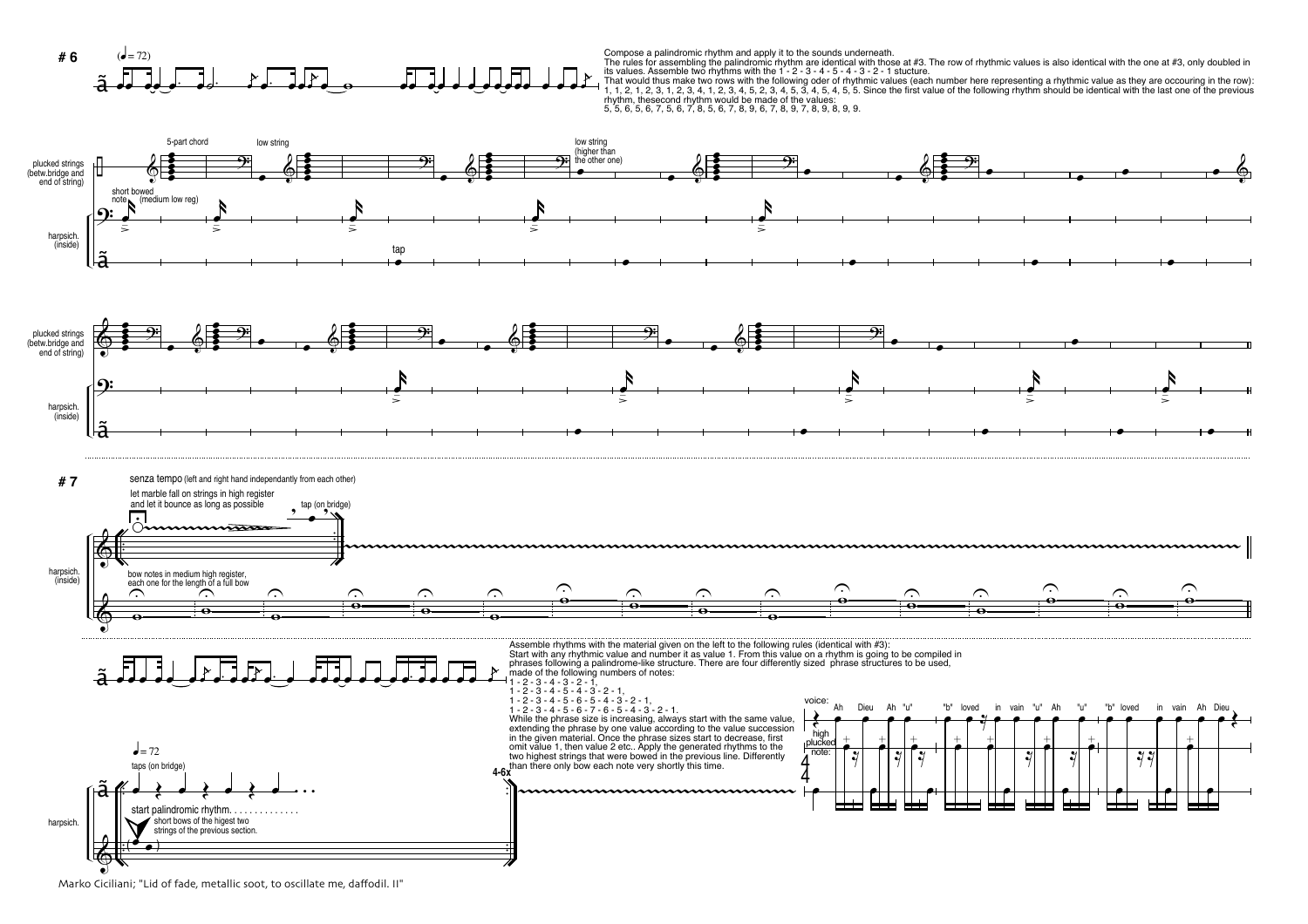# # 6

(♩= 72)

Compose a palindromic rhythm and apply it to the sounds underneath.
The rules for assembling the palindromic rhythm are identical with those at #3. The row of rhythmic values is also identical with the one at #3, only doubled in its values. Assemble two rhythms with the 1 - 2 - 3 - 4 - 5 - 4 - 3 - 2 - 1 stucture.
That would thus make two rows with the following oder of rhythmic values (each number here representing a rhythmic value as they are occouring in the row):
1, 1, 2, 1, 2, 3, 1, 2, 3, 4, 1, 2, 3, 4, 5, 2, 3, 4, 5, 3, 4, 5, 4, 5, 5. Since the first value of the following rhythm should be identical with the last one of the previous rhythm, thesecond rhythm would be made of the values:
5, 5, 6, 5, 6, 7, 5, 6, 7, 8, 5, 6, 7, 8, 9, 6, 7, 8, 9, 7, 8, 9, 8, 9, 9.

plucked strings (betw.bridge and end of string)

5-part chord

low string

low string (higher than the other one)

short bowed note (medium low reg)

harpsich. (inside)

tap

# # 7

senza tempo (left and right hand independantly from each other)

let marble fall on strings in high register and let it bounce as long as possible

tap (on bridge)

bow notes in medium high register, each one for the length of a full bow

harpsich. (inside)

Assemble rhythms with the material given on the left to the following rules (identical with #3):
Start with any rhythmic value and number it as value 1. From this value on a rhythm is going to be compiled in phrases following a palindrome-like structure. There are four differently sized phrase structures to be used, made of the following numbers of notes:

1 - 2 - 3 - 4 - 3 - 2 - 1,
1 - 2 - 3 - 4 - 5 - 4 - 3 - 2 - 1,
1 - 2 - 3 - 4 - 5 - 6 - 5 - 4 - 3 - 2 - 1,
1 - 2 - 3 - 4 - 5 - 6 - 7 - 6 - 5 - 4 - 3 - 2 - 1.

While the phrase size is increasing, always start with the same value, extending the phrase by one value according to the value succession in the given material. Once the phrase sizes start to decrease, first omit value 1, then value 2 etc.. Apply the generated rhythms to the two highest strings that were bowed in the previous line. Differently than there only bow each note very shortly this time.

voice: Ah Dieu Ah "u" "b" loved in vain "u" Ah "u" "b" loved in vain Ah Dieu

high plucked note:

♩= 72

taps (on bridge)

start palindromic rhythm. . . . . . . . . . . . . .

short bows of the higest two strings of the previous section.

4-6x

harpsich.

Marko Ciciliani; "Lid of fade, metallic soot, to oscillate me, daffodil. II"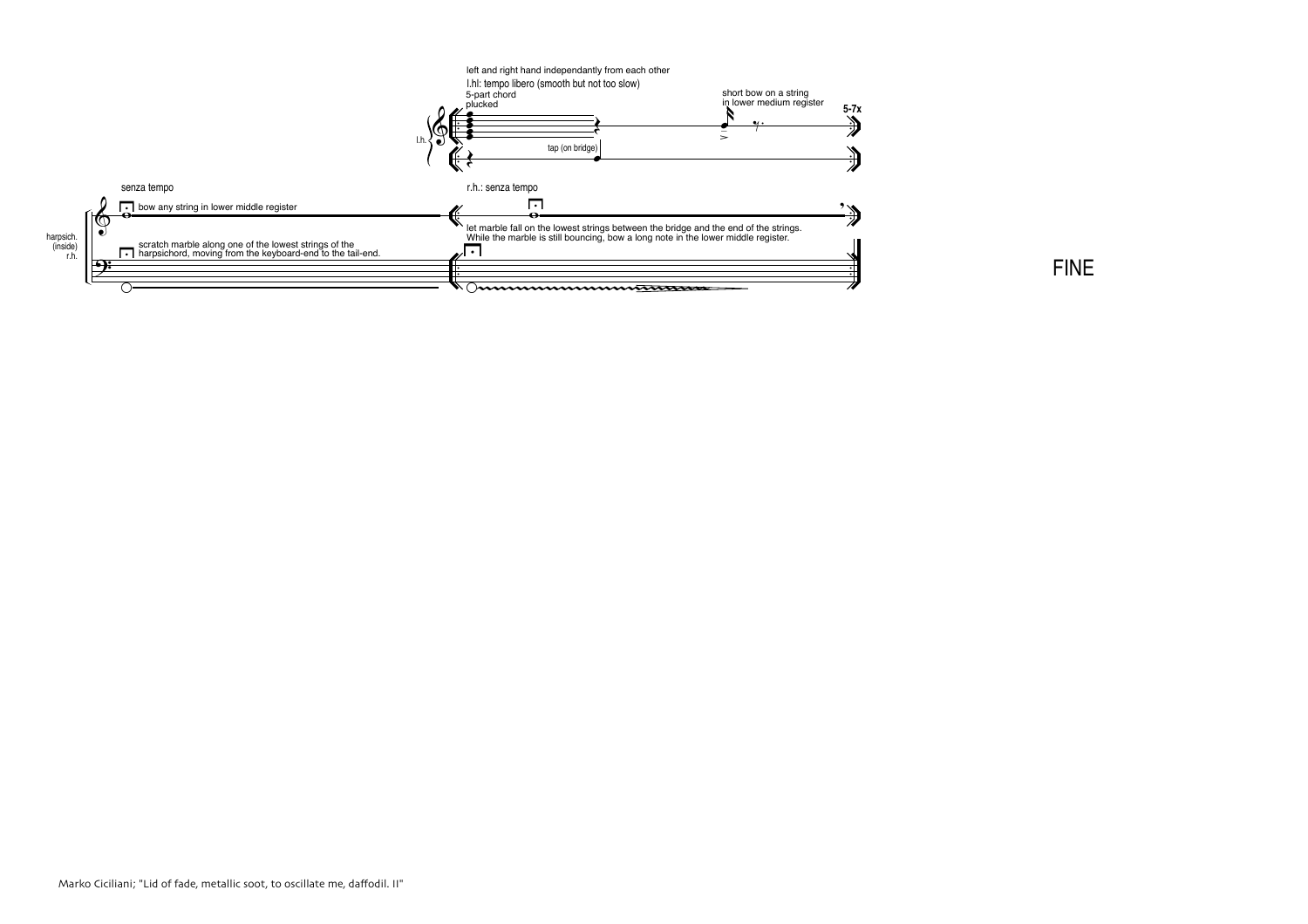left and right hand independantly from each other

l.hl: tempo libero (smooth but not too slow)

5-part chord

plucked

short bow on a string
in lower medium register

5-7x

l.h.

tap (on bridge)

senza tempo

r.h.: senza tempo

bow any string in lower middle register

harpsich.
(inside)
r.h.

scratch marble along one of the lowest strings of the harpsichord, moving from the keyboard-end to the tail-end.

let marble fall on the lowest strings between the bridge and the end of the strings.
While the marble is still bouncing, bow a long note in the lower middle register.

FINE

Marko Ciciliani; "Lid of fade, metallic soot, to oscillate me, daffodil. II"